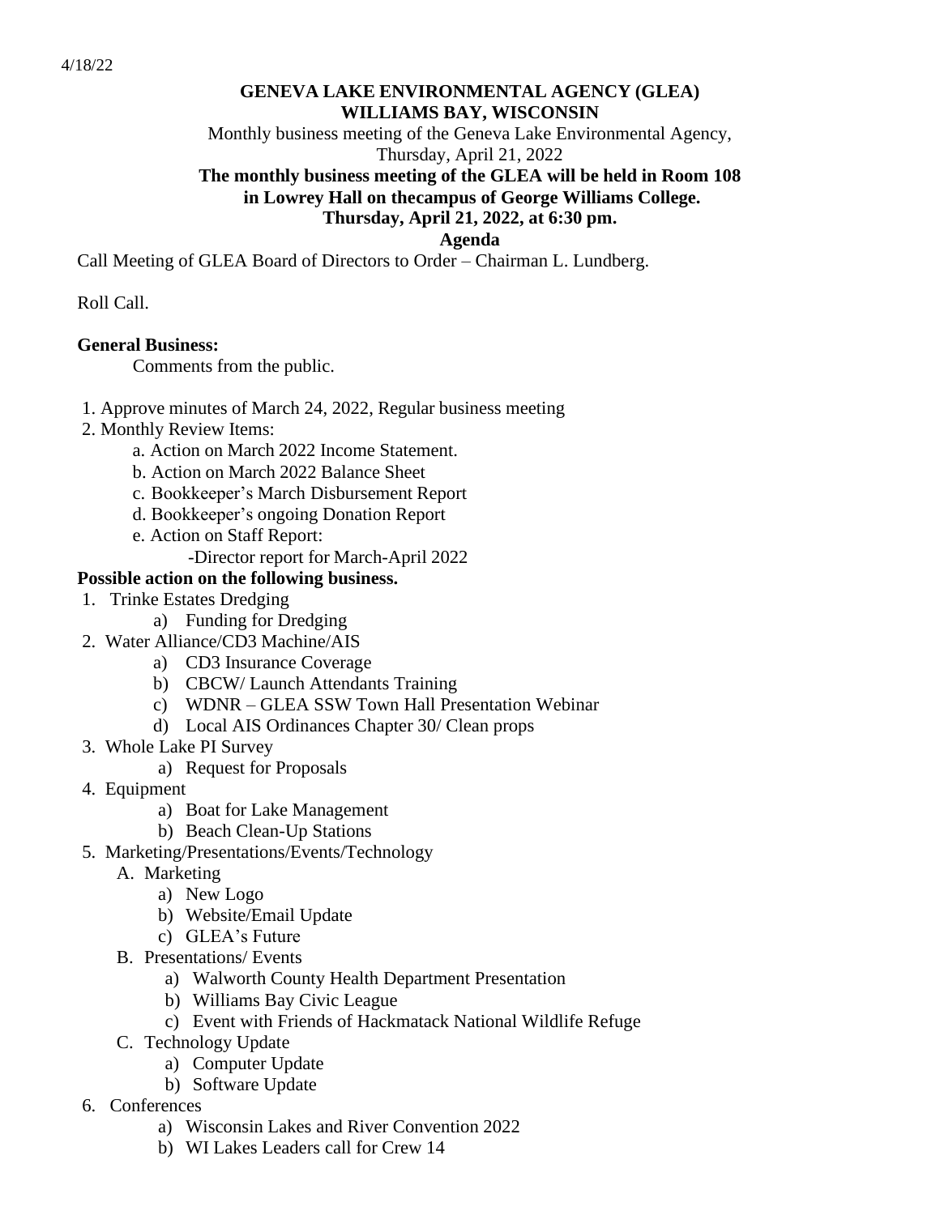4/18/22

**GENEVA LAKE ENVIRONMENTAL AGENCY (GLEA)**
**WILLIAMS BAY, WISCONSIN**

Monthly business meeting of the Geneva Lake Environmental Agency,
Thursday, April 21, 2022

**The monthly business meeting of the GLEA will be held in Room 108 in Lowrey Hall on thecampus of George Williams College.**
**Thursday, April 21, 2022, at 6:30 pm.**

**Agenda**

Call Meeting of GLEA Board of Directors to Order – Chairman L. Lundberg.

Roll Call.

**General Business:**

Comments from the public.

1. Approve minutes of March 24, 2022, Regular business meeting
2. Monthly Review Items:
   - a. Action on March 2022 Income Statement.
   - b. Action on March 2022 Balance Sheet
   - c. Bookkeeper's March Disbursement Report
   - d. Bookkeeper's ongoing Donation Report
   - e. Action on Staff Report:
     - -Director report for March-April 2022

**Possible action on the following business.**

1. Trinke Estates Dredging
   - a) Funding for Dredging
2. Water Alliance/CD3 Machine/AIS
   - a) CD3 Insurance Coverage
   - b) CBCW/ Launch Attendants Training
   - c) WDNR – GLEA SSW Town Hall Presentation Webinar
   - d) Local AIS Ordinances Chapter 30/ Clean props
3. Whole Lake PI Survey
   - a) Request for Proposals
4. Equipment
   - a) Boat for Lake Management
   - b) Beach Clean-Up Stations
5. Marketing/Presentations/Events/Technology
   - A. Marketing
     - a) New Logo
     - b) Website/Email Update
     - c) GLEA's Future
   - B. Presentations/ Events
     - a) Walworth County Health Department Presentation
     - b) Williams Bay Civic League
     - c) Event with Friends of Hackmatack National Wildlife Refuge
   - C. Technology Update
     - a) Computer Update
     - b) Software Update
6. Conferences
   - a) Wisconsin Lakes and River Convention 2022
   - b) WI Lakes Leaders call for Crew 14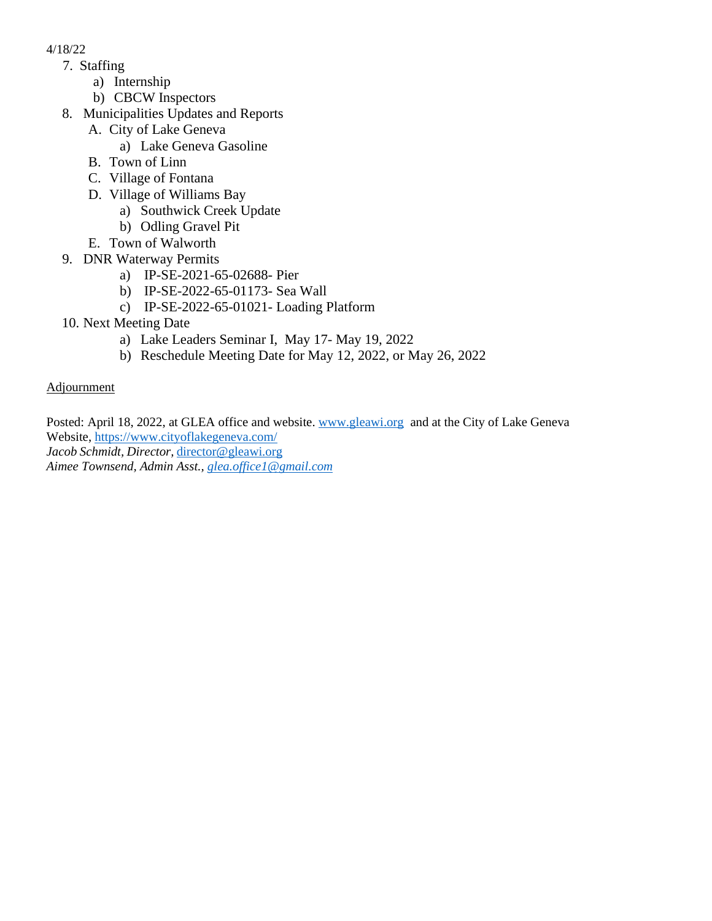4/18/22

7. Staffing
    a) Internship
    b) CBCW Inspectors
8. Municipalities Updates and Reports
    A. City of Lake Geneva
        a) Lake Geneva Gasoline
    B. Town of Linn
    C. Village of Fontana
    D. Village of Williams Bay
        a) Southwick Creek Update
        b) Odling Gravel Pit
    E. Town of Walworth
9. DNR Waterway Permits
    a) IP-SE-2021-65-02688- Pier
    b) IP-SE-2022-65-01173- Sea Wall
    c) IP-SE-2022-65-01021- Loading Platform
10. Next Meeting Date
    a) Lake Leaders Seminar I, May 17- May 19, 2022
    b) Reschedule Meeting Date for May 12, 2022, or May 26, 2022

Adjournment

Posted: April 18, 2022, at GLEA office and website. www.gleawi.org and at the City of Lake Geneva Website, https://www.cityoflakegeneva.com/
*Jacob Schmidt, Director*, director@gleawi.org
*Aimee Townsend, Admin Asst., glea.office1@gmail.com*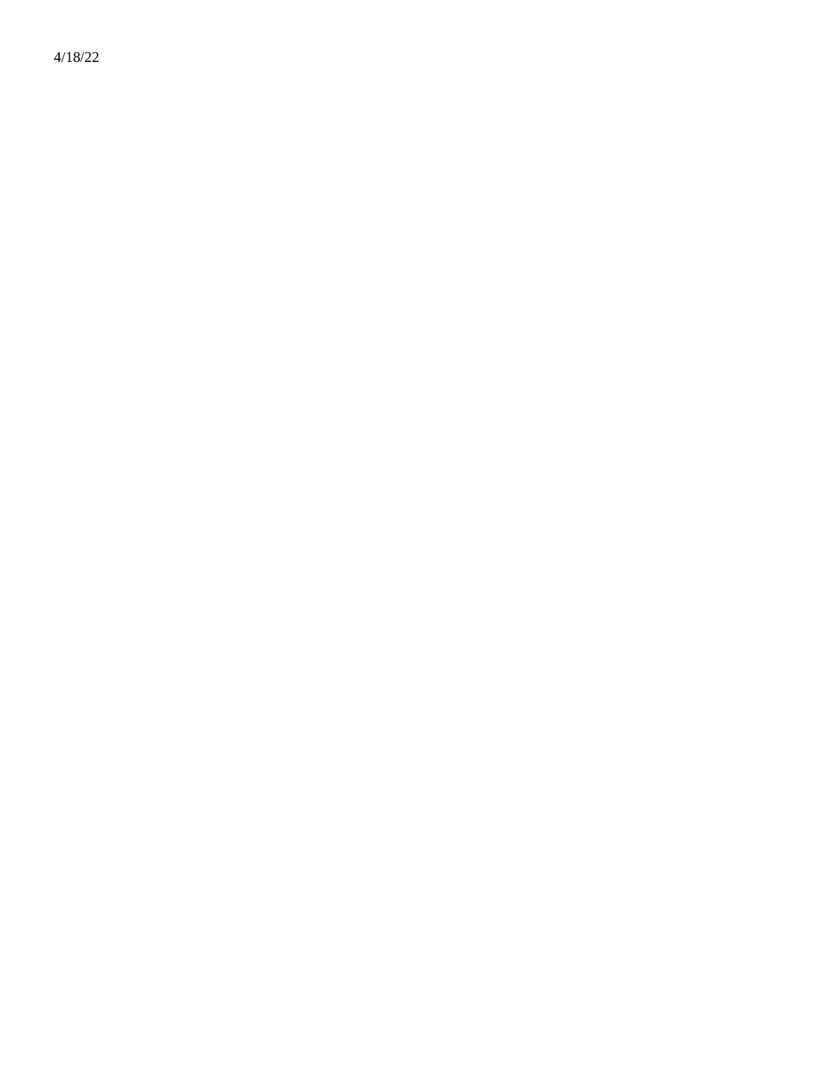4/18/22